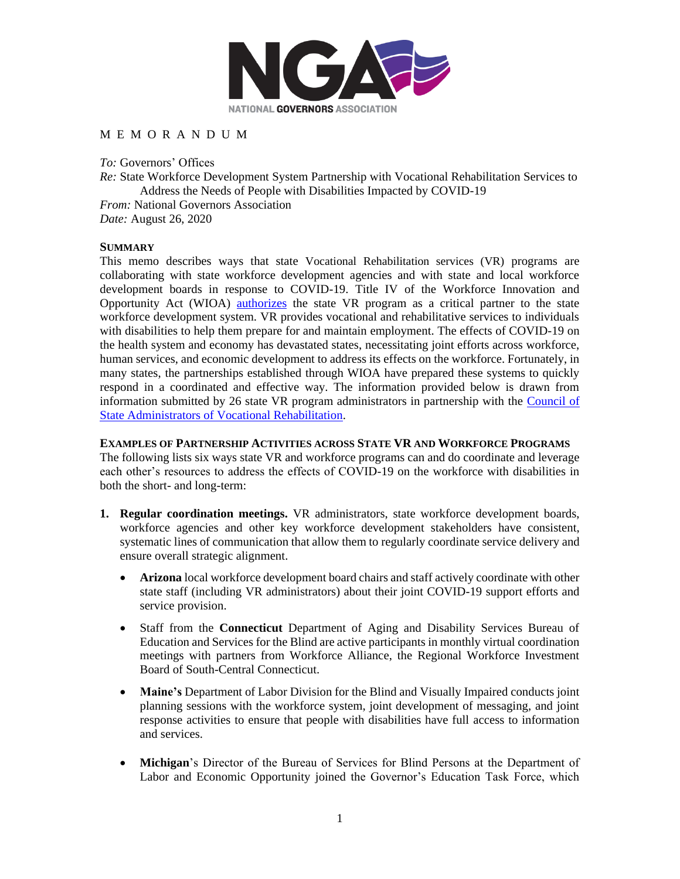M E M O R A N D U M

*To:* Governors' Offices
*Re:* State Workforce Development System Partnership with Vocational Rehabilitation Services to Address the Needs of People with Disabilities Impacted by COVID-19
*From:* National Governors Association
*Date:* August 26, 2020

## SUMMARY

This memo describes ways that state Vocational Rehabilitation services (VR) programs are collaborating with state workforce development agencies and with state and local workforce development boards in response to COVID-19. Title IV of the Workforce Innovation and Opportunity Act (WIOA) authorizes the state VR program as a critical partner to the state workforce development system. VR provides vocational and rehabilitative services to individuals with disabilities to help them prepare for and maintain employment. The effects of COVID-19 on the health system and economy has devastated states, necessitating joint efforts across workforce, human services, and economic development to address its effects on the workforce. Fortunately, in many states, the partnerships established through WIOA have prepared these systems to quickly respond in a coordinated and effective way. The information provided below is drawn from information submitted by 26 state VR program administrators in partnership with the Council of State Administrators of Vocational Rehabilitation.

## EXAMPLES OF PARTNERSHIP ACTIVITIES ACROSS STATE VR AND WORKFORCE PROGRAMS

The following lists six ways state VR and workforce programs can and do coordinate and leverage each other's resources to address the effects of COVID-19 on the workforce with disabilities in both the short- and long-term:

1. **Regular coordination meetings.** VR administrators, state workforce development boards, workforce agencies and other key workforce development stakeholders have consistent, systematic lines of communication that allow them to regularly coordinate service delivery and ensure overall strategic alignment.

   - **Arizona** local workforce development board chairs and staff actively coordinate with other state staff (including VR administrators) about their joint COVID-19 support efforts and service provision.

   - Staff from the **Connecticut** Department of Aging and Disability Services Bureau of Education and Services for the Blind are active participants in monthly virtual coordination meetings with partners from Workforce Alliance, the Regional Workforce Investment Board of South-Central Connecticut.

   - **Maine's** Department of Labor Division for the Blind and Visually Impaired conducts joint planning sessions with the workforce system, joint development of messaging, and joint response activities to ensure that people with disabilities have full access to information and services.

   - **Michigan**'s Director of the Bureau of Services for Blind Persons at the Department of Labor and Economic Opportunity joined the Governor's Education Task Force, which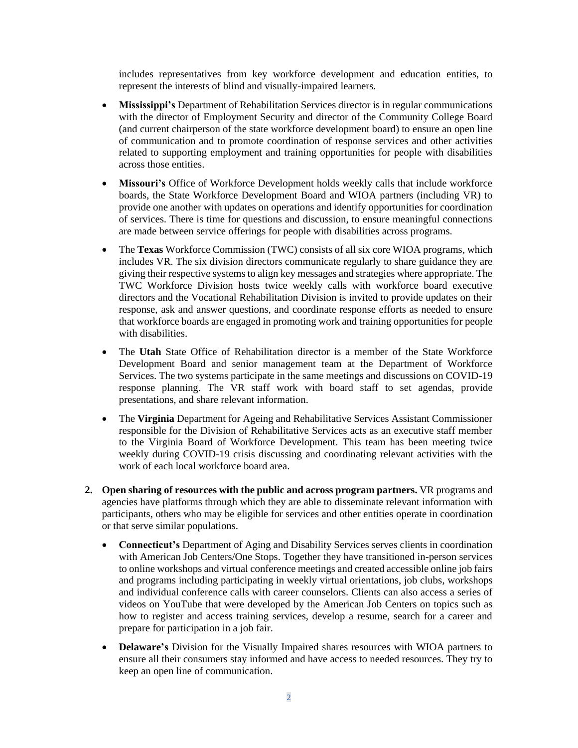includes representatives from key workforce development and education entities, to represent the interests of blind and visually-impaired learners.

- **Mississippi's** Department of Rehabilitation Services director is in regular communications with the director of Employment Security and director of the Community College Board (and current chairperson of the state workforce development board) to ensure an open line of communication and to promote coordination of response services and other activities related to supporting employment and training opportunities for people with disabilities across those entities.
- **Missouri's** Office of Workforce Development holds weekly calls that include workforce boards, the State Workforce Development Board and WIOA partners (including VR) to provide one another with updates on operations and identify opportunities for coordination of services. There is time for questions and discussion, to ensure meaningful connections are made between service offerings for people with disabilities across programs.
- The **Texas** Workforce Commission (TWC) consists of all six core WIOA programs, which includes VR. The six division directors communicate regularly to share guidance they are giving their respective systems to align key messages and strategies where appropriate. The TWC Workforce Division hosts twice weekly calls with workforce board executive directors and the Vocational Rehabilitation Division is invited to provide updates on their response, ask and answer questions, and coordinate response efforts as needed to ensure that workforce boards are engaged in promoting work and training opportunities for people with disabilities.
- The **Utah** State Office of Rehabilitation director is a member of the State Workforce Development Board and senior management team at the Department of Workforce Services. The two systems participate in the same meetings and discussions on COVID-19 response planning. The VR staff work with board staff to set agendas, provide presentations, and share relevant information.
- The **Virginia** Department for Ageing and Rehabilitative Services Assistant Commissioner responsible for the Division of Rehabilitative Services acts as an executive staff member to the Virginia Board of Workforce Development. This team has been meeting twice weekly during COVID-19 crisis discussing and coordinating relevant activities with the work of each local workforce board area.

2. **Open sharing of resources with the public and across program partners.** VR programs and agencies have platforms through which they are able to disseminate relevant information with participants, others who may be eligible for services and other entities operate in coordination or that serve similar populations.

   - **Connecticut's** Department of Aging and Disability Services serves clients in coordination with American Job Centers/One Stops. Together they have transitioned in-person services to online workshops and virtual conference meetings and created accessible online job fairs and programs including participating in weekly virtual orientations, job clubs, workshops and individual conference calls with career counselors. Clients can also access a series of videos on YouTube that were developed by the American Job Centers on topics such as how to register and access training services, develop a resume, search for a career and prepare for participation in a job fair.
   - **Delaware's** Division for the Visually Impaired shares resources with WIOA partners to ensure all their consumers stay informed and have access to needed resources. They try to keep an open line of communication.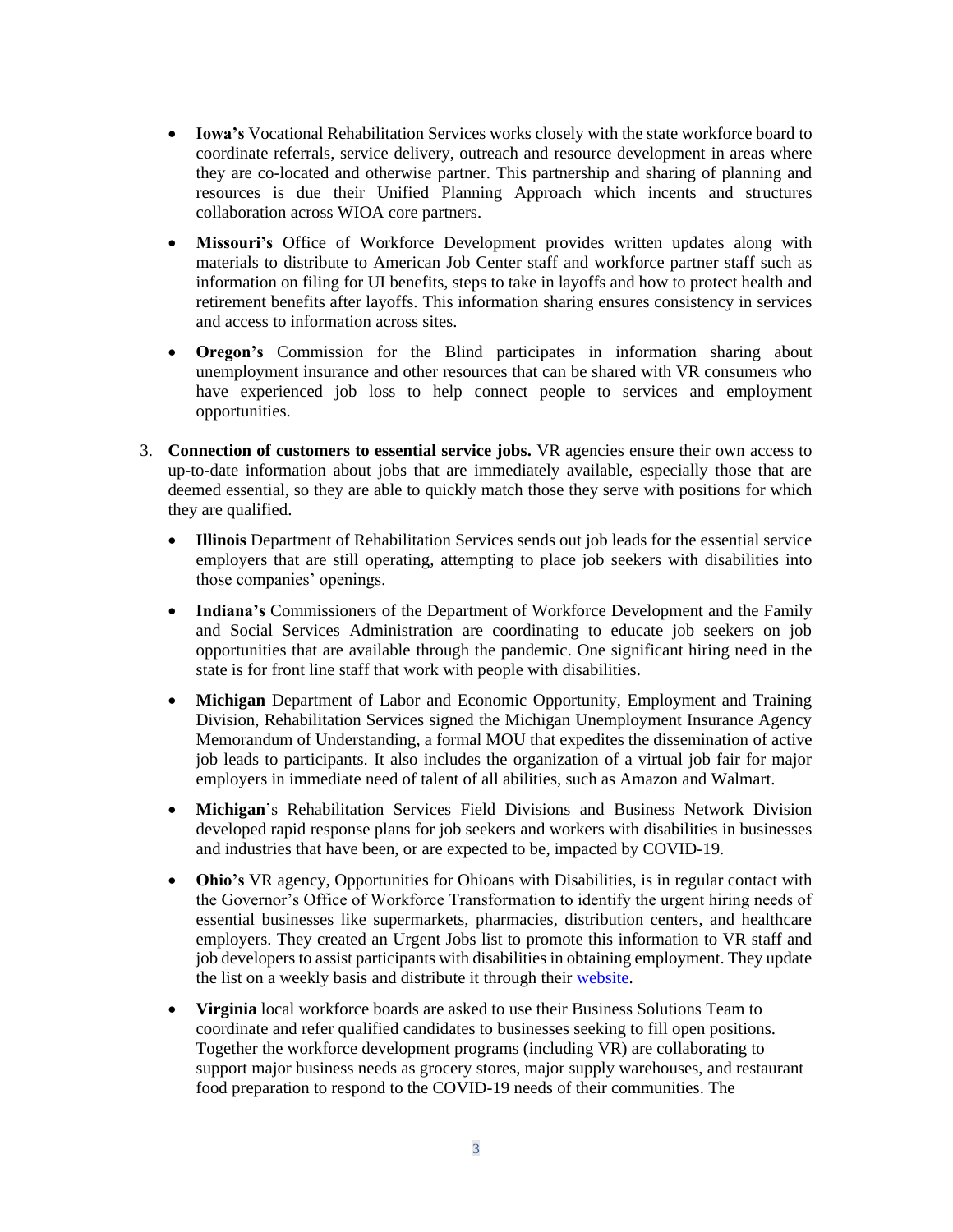- **Iowa's** Vocational Rehabilitation Services works closely with the state workforce board to coordinate referrals, service delivery, outreach and resource development in areas where they are co-located and otherwise partner. This partnership and sharing of planning and resources is due their Unified Planning Approach which incents and structures collaboration across WIOA core partners.

- **Missouri's** Office of Workforce Development provides written updates along with materials to distribute to American Job Center staff and workforce partner staff such as information on filing for UI benefits, steps to take in layoffs and how to protect health and retirement benefits after layoffs. This information sharing ensures consistency in services and access to information across sites.

- **Oregon's** Commission for the Blind participates in information sharing about unemployment insurance and other resources that can be shared with VR consumers who have experienced job loss to help connect people to services and employment opportunities.

3. **Connection of customers to essential service jobs.** VR agencies ensure their own access to up-to-date information about jobs that are immediately available, especially those that are deemed essential, so they are able to quickly match those they serve with positions for which they are qualified.

    - **Illinois** Department of Rehabilitation Services sends out job leads for the essential service employers that are still operating, attempting to place job seekers with disabilities into those companies' openings.

    - **Indiana's** Commissioners of the Department of Workforce Development and the Family and Social Services Administration are coordinating to educate job seekers on job opportunities that are available through the pandemic. One significant hiring need in the state is for front line staff that work with people with disabilities.

    - **Michigan** Department of Labor and Economic Opportunity, Employment and Training Division, Rehabilitation Services signed the Michigan Unemployment Insurance Agency Memorandum of Understanding, a formal MOU that expedites the dissemination of active job leads to participants. It also includes the organization of a virtual job fair for major employers in immediate need of talent of all abilities, such as Amazon and Walmart.

    - **Michigan**'s Rehabilitation Services Field Divisions and Business Network Division developed rapid response plans for job seekers and workers with disabilities in businesses and industries that have been, or are expected to be, impacted by COVID-19.

    - **Ohio's** VR agency, Opportunities for Ohioans with Disabilities, is in regular contact with the Governor's Office of Workforce Transformation to identify the urgent hiring needs of essential businesses like supermarkets, pharmacies, distribution centers, and healthcare employers. They created an Urgent Jobs list to promote this information to VR staff and job developers to assist participants with disabilities in obtaining employment. They update the list on a weekly basis and distribute it through their website.

    - **Virginia** local workforce boards are asked to use their Business Solutions Team to coordinate and refer qualified candidates to businesses seeking to fill open positions. Together the workforce development programs (including VR) are collaborating to support major business needs as grocery stores, major supply warehouses, and restaurant food preparation to respond to the COVID-19 needs of their communities. The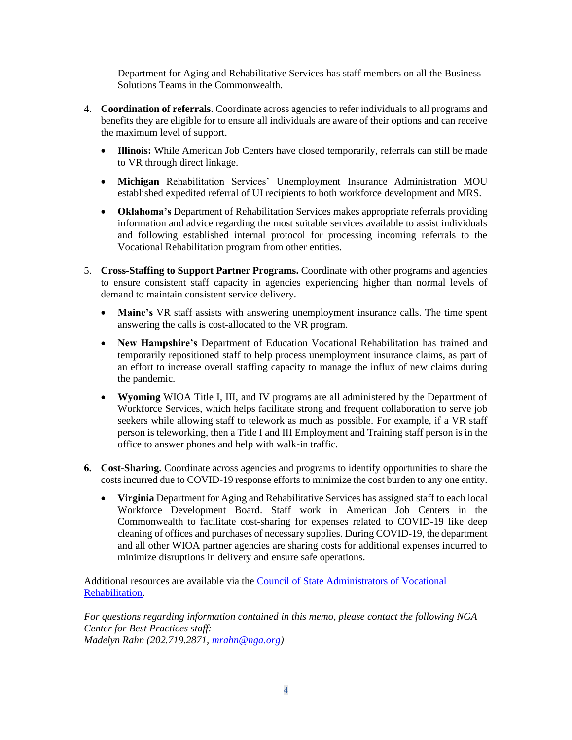Department for Aging and Rehabilitative Services has staff members on all the Business Solutions Teams in the Commonwealth.

4. **Coordination of referrals.** Coordinate across agencies to refer individuals to all programs and benefits they are eligible for to ensure all individuals are aware of their options and can receive the maximum level of support.

   - **Illinois:** While American Job Centers have closed temporarily, referrals can still be made to VR through direct linkage.

   - **Michigan** Rehabilitation Services' Unemployment Insurance Administration MOU established expedited referral of UI recipients to both workforce development and MRS.

   - **Oklahoma's** Department of Rehabilitation Services makes appropriate referrals providing information and advice regarding the most suitable services available to assist individuals and following established internal protocol for processing incoming referrals to the Vocational Rehabilitation program from other entities.

5. **Cross-Staffing to Support Partner Programs.** Coordinate with other programs and agencies to ensure consistent staff capacity in agencies experiencing higher than normal levels of demand to maintain consistent service delivery.

   - **Maine's** VR staff assists with answering unemployment insurance calls. The time spent answering the calls is cost-allocated to the VR program.

   - **New Hampshire's** Department of Education Vocational Rehabilitation has trained and temporarily repositioned staff to help process unemployment insurance claims, as part of an effort to increase overall staffing capacity to manage the influx of new claims during the pandemic.

   - **Wyoming** WIOA Title I, III, and IV programs are all administered by the Department of Workforce Services, which helps facilitate strong and frequent collaboration to serve job seekers while allowing staff to telework as much as possible. For example, if a VR staff person is teleworking, then a Title I and III Employment and Training staff person is in the office to answer phones and help with walk-in traffic.

6. **Cost-Sharing.** Coordinate across agencies and programs to identify opportunities to share the costs incurred due to COVID-19 response efforts to minimize the cost burden to any one entity.

   - **Virginia** Department for Aging and Rehabilitative Services has assigned staff to each local Workforce Development Board. Staff work in American Job Centers in the Commonwealth to facilitate cost-sharing for expenses related to COVID-19 like deep cleaning of offices and purchases of necessary supplies. During COVID-19, the department and all other WIOA partner agencies are sharing costs for additional expenses incurred to minimize disruptions in delivery and ensure safe operations.

Additional resources are available via the [Council of State Administrators of Vocational Rehabilitation](#).

*For questions regarding information contained in this memo, please contact the following NGA Center for Best Practices staff:*
*Madelyn Rahn (202.719.2871, mrahn@nga.org)*